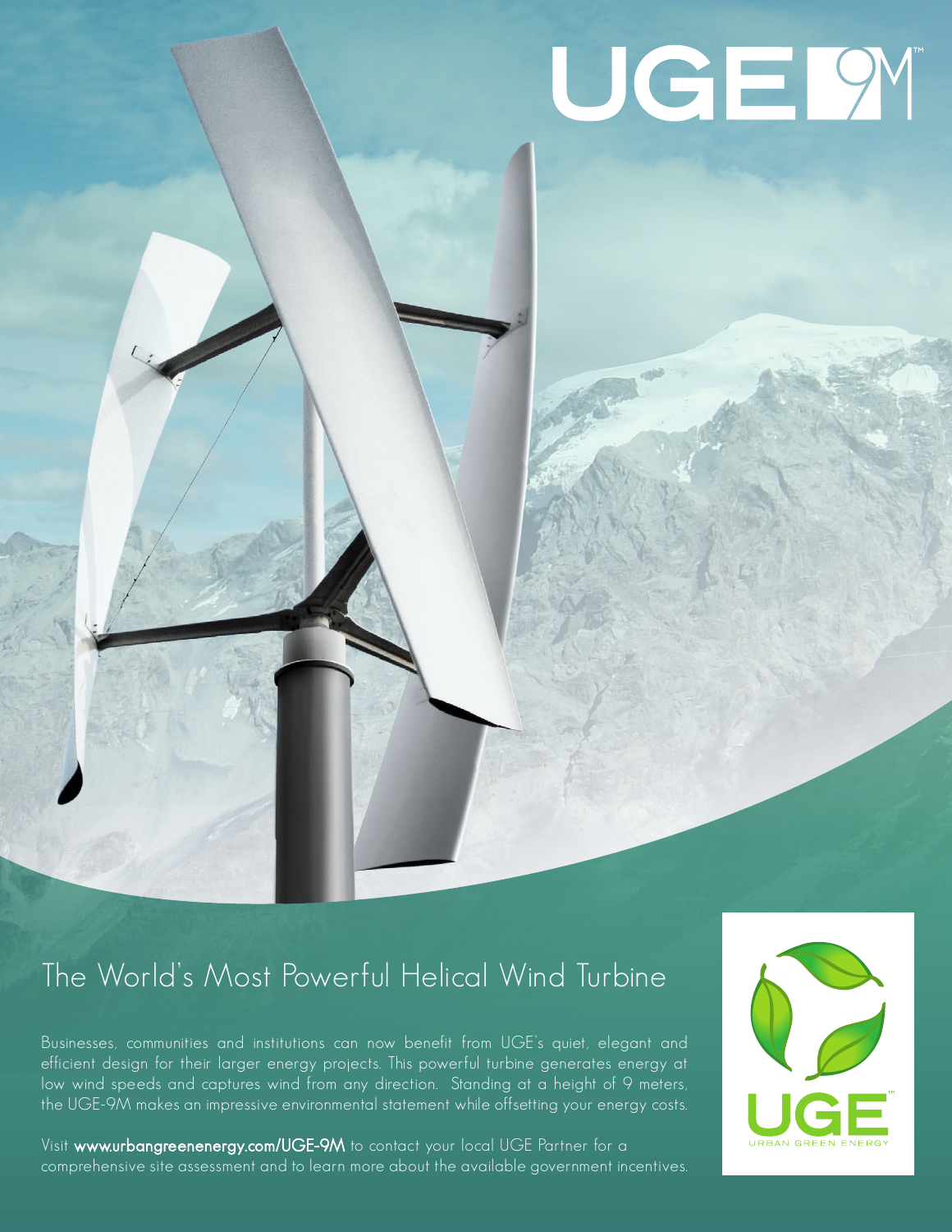# UGE 9M™

## The World's Most Powerful Helical Wind Turbine

Businesses, communities and institutions can now benefit from UGE's quiet, elegant and efficient design for their larger energy projects. This powerful turbine generates energy at low wind speeds and captures wind from any direction. Standing at a height of 9 meters, the UGE-9M makes an impressive environmental statement while offsetting your energy costs.

Visit **www.urbangreenenergy.com/UGE-9M** to contact your local UGE Partner for a comprehensive site assessment and to learn more about the available government incentives.

UGE™
URBAN GREEN ENERGY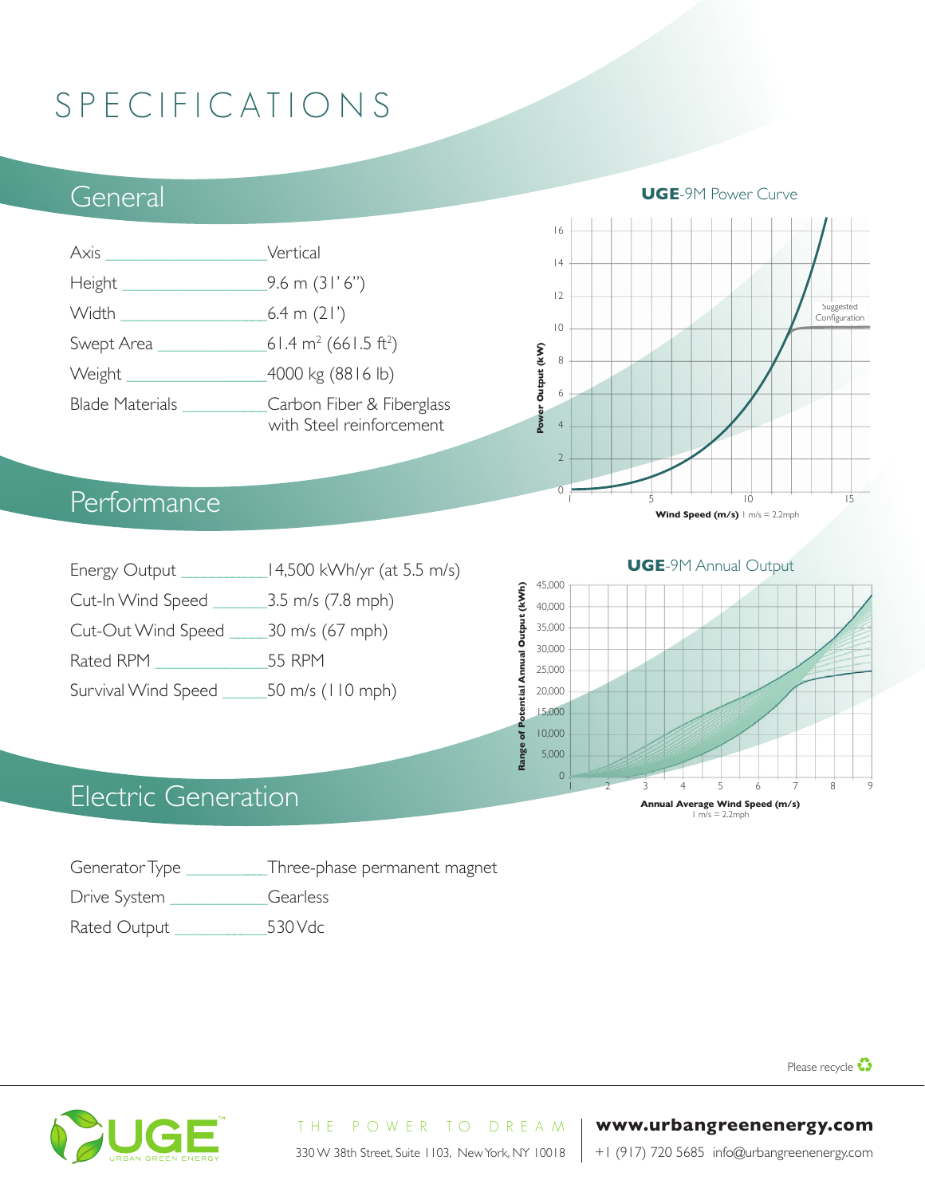# SPECIFICATIONS

## General

| | |
|---|---|
| Axis | Vertical |
| Height | 9.6 m (31' 6") |
| Width | 6.4 m (21') |
| Swept Area | 61.4 $m^2$ (661.5 $ft^2$) |
| Weight | 4000 kg (8816 lb) |
| Blade Materials | Carbon Fiber & Fiberglass with Steel reinforcement |

**UGE**-9M Power Curve

Power Output (kW)

16
14
12
10
8
6
4
2
0

Suggested Configuration

1
5
10
15

**Wind Speed (m/s)** 1 m/s = 2.2mph

## Performance

| | |
|---|---|
| Energy Output | 14,500 kWh/yr (at 5.5 m/s) |
| Cut-In Wind Speed | 3.5 m/s (7.8 mph) |
| Cut-Out Wind Speed | 30 m/s (67 mph) |
| Rated RPM | 55 RPM |
| Survival Wind Speed | 50 m/s (110 mph) |

**UGE**-9M Annual Output

Range of Potential Annual Output (kWh)

45,000
40,000
35,000
30,000
25,000
20,000
15,000
10,000
5,000
0

1
2
3
4
5
6
7
8
9

**Annual Average Wind Speed (m/s)**
1 m/s = 2.2mph

## Electric Generation

| | |
|---|---|
| Generator Type | Three-phase permanent magnet |
| Drive System | Gearless |
| Rated Output | 530Vdc |

Please recycle

UGE URBAN GREEN ENERGY™

THE POWER TO DREAM

330 W 38th Street, Suite 1103, New York, NY 10018

**www.urbangreenenergy.com**

+1 (917) 720 5685 info@urbangreenenergy.com